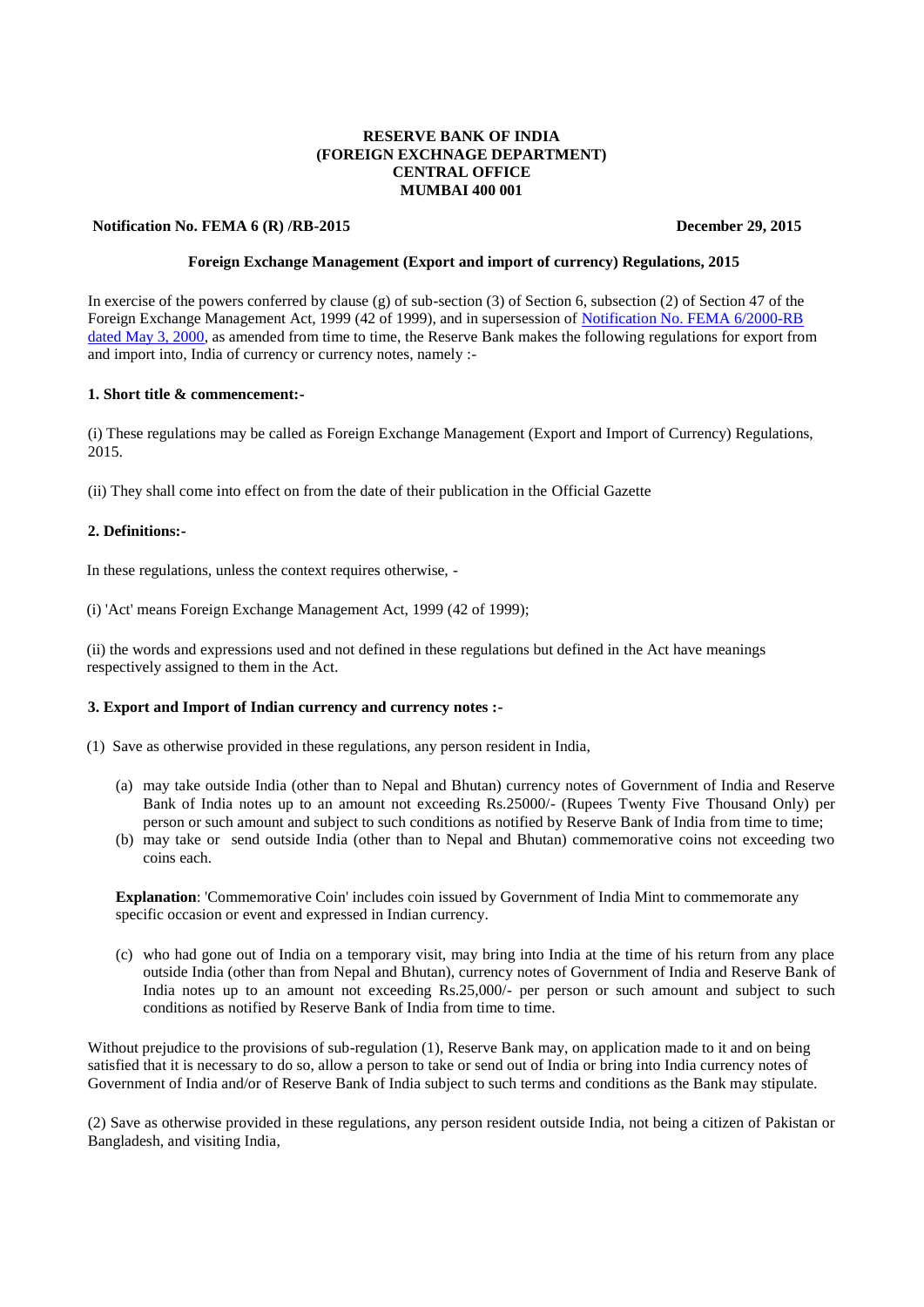**RESERVE BANK OF INDIA**
**(FOREIGN EXCHNAGE DEPARTMENT)**
**CENTRAL OFFICE**
**MUMBAI 400 001**

**Notification No. FEMA 6 (R) /RB-2015** **December 29, 2015**

**Foreign Exchange Management (Export and import of currency) Regulations, 2015**

In exercise of the powers conferred by clause (g) of sub-section (3) of Section 6, subsection (2) of Section 47 of the Foreign Exchange Management Act, 1999 (42 of 1999), and in supersession of Notification No. FEMA 6/2000-RB dated May 3, 2000, as amended from time to time, the Reserve Bank makes the following regulations for export from and import into, India of currency or currency notes, namely :-

**1. Short title & commencement:-**

(i) These regulations may be called as Foreign Exchange Management (Export and Import of Currency) Regulations, 2015.

(ii) They shall come into effect on from the date of their publication in the Official Gazette

**2. Definitions:-**

In these regulations, unless the context requires otherwise, -

(i) 'Act' means Foreign Exchange Management Act, 1999 (42 of 1999);

(ii) the words and expressions used and not defined in these regulations but defined in the Act have meanings respectively assigned to them in the Act.

**3. Export and Import of Indian currency and currency notes :-**

(1) Save as otherwise provided in these regulations, any person resident in India,

(a) may take outside India (other than to Nepal and Bhutan) currency notes of Government of India and Reserve Bank of India notes up to an amount not exceeding Rs.25000/- (Rupees Twenty Five Thousand Only) per person or such amount and subject to such conditions as notified by Reserve Bank of India from time to time;

(b) may take or send outside India (other than to Nepal and Bhutan) commemorative coins not exceeding two coins each.

**Explanation**: 'Commemorative Coin' includes coin issued by Government of India Mint to commemorate any specific occasion or event and expressed in Indian currency.

(c) who had gone out of India on a temporary visit, may bring into India at the time of his return from any place outside India (other than from Nepal and Bhutan), currency notes of Government of India and Reserve Bank of India notes up to an amount not exceeding Rs.25,000/- per person or such amount and subject to such conditions as notified by Reserve Bank of India from time to time.

Without prejudice to the provisions of sub-regulation (1), Reserve Bank may, on application made to it and on being satisfied that it is necessary to do so, allow a person to take or send out of India or bring into India currency notes of Government of India and/or of Reserve Bank of India subject to such terms and conditions as the Bank may stipulate.

(2) Save as otherwise provided in these regulations, any person resident outside India, not being a citizen of Pakistan or Bangladesh, and visiting India,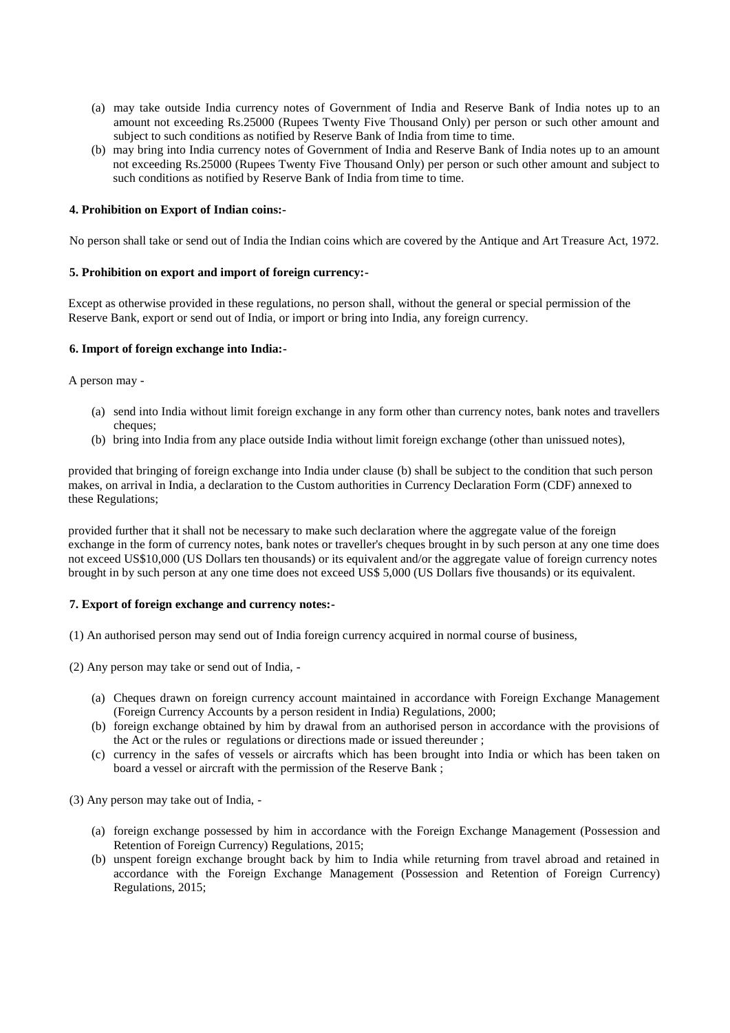(a) may take outside India currency notes of Government of India and Reserve Bank of India notes up to an amount not exceeding Rs.25000 (Rupees Twenty Five Thousand Only) per person or such other amount and subject to such conditions as notified by Reserve Bank of India from time to time.

(b) may bring into India currency notes of Government of India and Reserve Bank of India notes up to an amount not exceeding Rs.25000 (Rupees Twenty Five Thousand Only) per person or such other amount and subject to such conditions as notified by Reserve Bank of India from time to time.

**4. Prohibition on Export of Indian coins:-**

No person shall take or send out of India the Indian coins which are covered by the Antique and Art Treasure Act, 1972.

**5. Prohibition on export and import of foreign currency:-**

Except as otherwise provided in these regulations, no person shall, without the general or special permission of the Reserve Bank, export or send out of India, or import or bring into India, any foreign currency.

**6. Import of foreign exchange into India:-**

A person may -

(a) send into India without limit foreign exchange in any form other than currency notes, bank notes and travellers cheques;

(b) bring into India from any place outside India without limit foreign exchange (other than unissued notes),

provided that bringing of foreign exchange into India under clause (b) shall be subject to the condition that such person makes, on arrival in India, a declaration to the Custom authorities in Currency Declaration Form (CDF) annexed to these Regulations;

provided further that it shall not be necessary to make such declaration where the aggregate value of the foreign exchange in the form of currency notes, bank notes or traveller's cheques brought in by such person at any one time does not exceed US$10,000 (US Dollars ten thousands) or its equivalent and/or the aggregate value of foreign currency notes brought in by such person at any one time does not exceed US$ 5,000 (US Dollars five thousands) or its equivalent.

**7. Export of foreign exchange and currency notes:-**

(1) An authorised person may send out of India foreign currency acquired in normal course of business,

(2) Any person may take or send out of India, -

(a) Cheques drawn on foreign currency account maintained in accordance with Foreign Exchange Management (Foreign Currency Accounts by a person resident in India) Regulations, 2000;

(b) foreign exchange obtained by him by drawal from an authorised person in accordance with the provisions of the Act or the rules or regulations or directions made or issued thereunder ;

(c) currency in the safes of vessels or aircrafts which has been brought into India or which has been taken on board a vessel or aircraft with the permission of the Reserve Bank ;

(3) Any person may take out of India, -

(a) foreign exchange possessed by him in accordance with the Foreign Exchange Management (Possession and Retention of Foreign Currency) Regulations, 2015;

(b) unspent foreign exchange brought back by him to India while returning from travel abroad and retained in accordance with the Foreign Exchange Management (Possession and Retention of Foreign Currency) Regulations, 2015;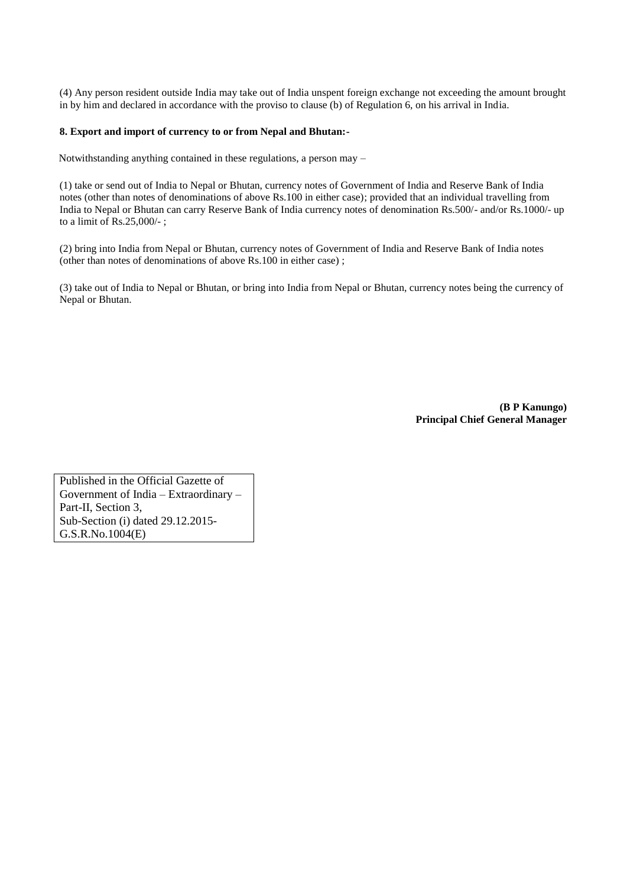(4) Any person resident outside India may take out of India unspent foreign exchange not exceeding the amount brought in by him and declared in accordance with the proviso to clause (b) of Regulation 6, on his arrival in India.

**8. Export and import of currency to or from Nepal and Bhutan:-**

Notwithstanding anything contained in these regulations, a person may –

(1) take or send out of India to Nepal or Bhutan, currency notes of Government of India and Reserve Bank of India notes (other than notes of denominations of above Rs.100 in either case); provided that an individual travelling from India to Nepal or Bhutan can carry Reserve Bank of India currency notes of denomination Rs.500/- and/or Rs.1000/- up to a limit of Rs.25,000/- ;

(2) bring into India from Nepal or Bhutan, currency notes of Government of India and Reserve Bank of India notes (other than notes of denominations of above Rs.100 in either case) ;

(3) take out of India to Nepal or Bhutan, or bring into India from Nepal or Bhutan, currency notes being the currency of Nepal or Bhutan.

**(B P Kanungo)**
**Principal Chief General Manager**

Published in the Official Gazette of Government of India – Extraordinary – Part-II, Section 3, Sub-Section (i) dated 29.12.2015- G.S.R.No.1004(E)